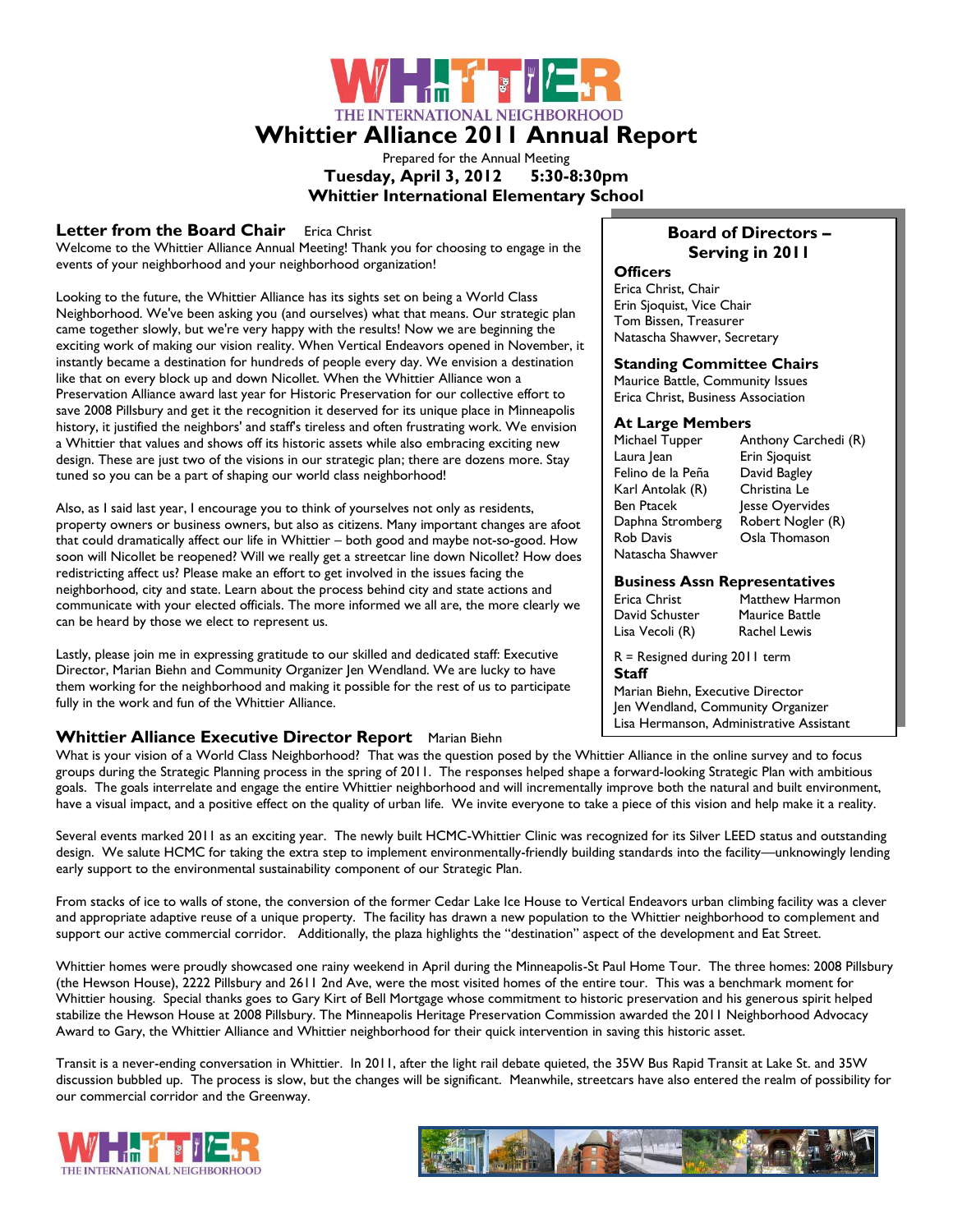# Whittier Alliance 2011 Annual Report

THE INTERNATIONAL NEIGHBORHOOD

Prepared for the Annual Meeting

**Tuesday, April 3, 2012 5:30-8:30pm**

**Whittier International Elementary School**

## Letter from the Board Chair

Erica Christ

Welcome to the Whittier Alliance Annual Meeting! Thank you for choosing to engage in the events of your neighborhood and your neighborhood organization!

Looking to the future, the Whittier Alliance has its sights set on being a World Class Neighborhood. We've been asking you (and ourselves) what that means. Our strategic plan came together slowly, but we're very happy with the results! Now we are beginning the exciting work of making our vision reality. When Vertical Endeavors opened in November, it instantly became a destination for hundreds of people every day. We envision a destination like that on every block up and down Nicollet. When the Whittier Alliance won a Preservation Alliance award last year for Historic Preservation for our collective effort to save 2008 Pillsbury and get it the recognition it deserved for its unique place in Minneapolis history, it justified the neighbors' and staff's tireless and often frustrating work. We envision a Whittier that values and shows off its historic assets while also embracing exciting new design. These are just two of the visions in our strategic plan; there are dozens more. Stay tuned so you can be a part of shaping our world class neighborhood!

Also, as I said last year, I encourage you to think of yourselves not only as residents, property owners or business owners, but also as citizens. Many important changes are afoot that could dramatically affect our life in Whittier – both good and maybe not-so-good. How soon will Nicollet be reopened? Will we really get a streetcar line down Nicollet? How does redistricting affect us? Please make an effort to get involved in the issues facing the neighborhood, city and state. Learn about the process behind city and state actions and communicate with your elected officials. The more informed we all are, the more clearly we can be heard by those we elect to represent us.

Lastly, please join me in expressing gratitude to our skilled and dedicated staff: Executive Director, Marian Biehn and Community Organizer Jen Wendland. We are lucky to have them working for the neighborhood and making it possible for the rest of us to participate fully in the work and fun of the Whittier Alliance.

## Board of Directors – Serving in 2011

### Officers

Erica Christ, Chair
Erin Sjoquist, Vice Chair
Tom Bissen, Treasurer
Natascha Shawver, Secretary

### Standing Committee Chairs

Maurice Battle, Community Issues
Erica Christ, Business Association

### At Large Members

Michael Tupper
Laura Jean
Felino de la Peña
Karl Antolak (R)
Ben Ptacek
Daphna Stromberg
Rob Davis
Natascha Shawver
Anthony Carchedi (R)
Erin Sjoquist
David Bagley
Christina Le
Jesse Oyervides
Robert Nogler (R)
Osla Thomason

### Business Assn Representatives

Erica Christ
David Schuster
Lisa Vecoli (R)
Matthew Harmon
Maurice Battle
Rachel Lewis

R = Resigned during 2011 term

### Staff

Marian Biehn, Executive Director
Jen Wendland, Community Organizer
Lisa Hermanson, Administrative Assistant

## Whittier Alliance Executive Director Report

Marian Biehn

What is your vision of a World Class Neighborhood? That was the question posed by the Whittier Alliance in the online survey and to focus groups during the Strategic Planning process in the spring of 2011. The responses helped shape a forward-looking Strategic Plan with ambitious goals. The goals interrelate and engage the entire Whittier neighborhood and will incrementally improve both the natural and built environment, have a visual impact, and a positive effect on the quality of urban life. We invite everyone to take a piece of this vision and help make it a reality.

Several events marked 2011 as an exciting year. The newly built HCMC-Whittier Clinic was recognized for its Silver LEED status and outstanding design. We salute HCMC for taking the extra step to implement environmentally-friendly building standards into the facility—unknowingly lending early support to the environmental sustainability component of our Strategic Plan.

From stacks of ice to walls of stone, the conversion of the former Cedar Lake Ice House to Vertical Endeavors urban climbing facility was a clever and appropriate adaptive reuse of a unique property. The facility has drawn a new population to the Whittier neighborhood to complement and support our active commercial corridor. Additionally, the plaza highlights the "destination" aspect of the development and Eat Street.

Whittier homes were proudly showcased one rainy weekend in April during the Minneapolis-St Paul Home Tour. The three homes: 2008 Pillsbury (the Hewson House), 2222 Pillsbury and 2611 2nd Ave, were the most visited homes of the entire tour. This was a benchmark moment for Whittier housing. Special thanks goes to Gary Kirt of Bell Mortgage whose commitment to historic preservation and his generous spirit helped stabilize the Hewson House at 2008 Pillsbury. The Minneapolis Heritage Preservation Commission awarded the 2011 Neighborhood Advocacy Award to Gary, the Whittier Alliance and Whittier neighborhood for their quick intervention in saving this historic asset.

Transit is a never-ending conversation in Whittier. In 2011, after the light rail debate quieted, the 35W Bus Rapid Transit at Lake St. and 35W discussion bubbled up. The process is slow, but the changes will be significant. Meanwhile, streetcars have also entered the realm of possibility for our commercial corridor and the Greenway.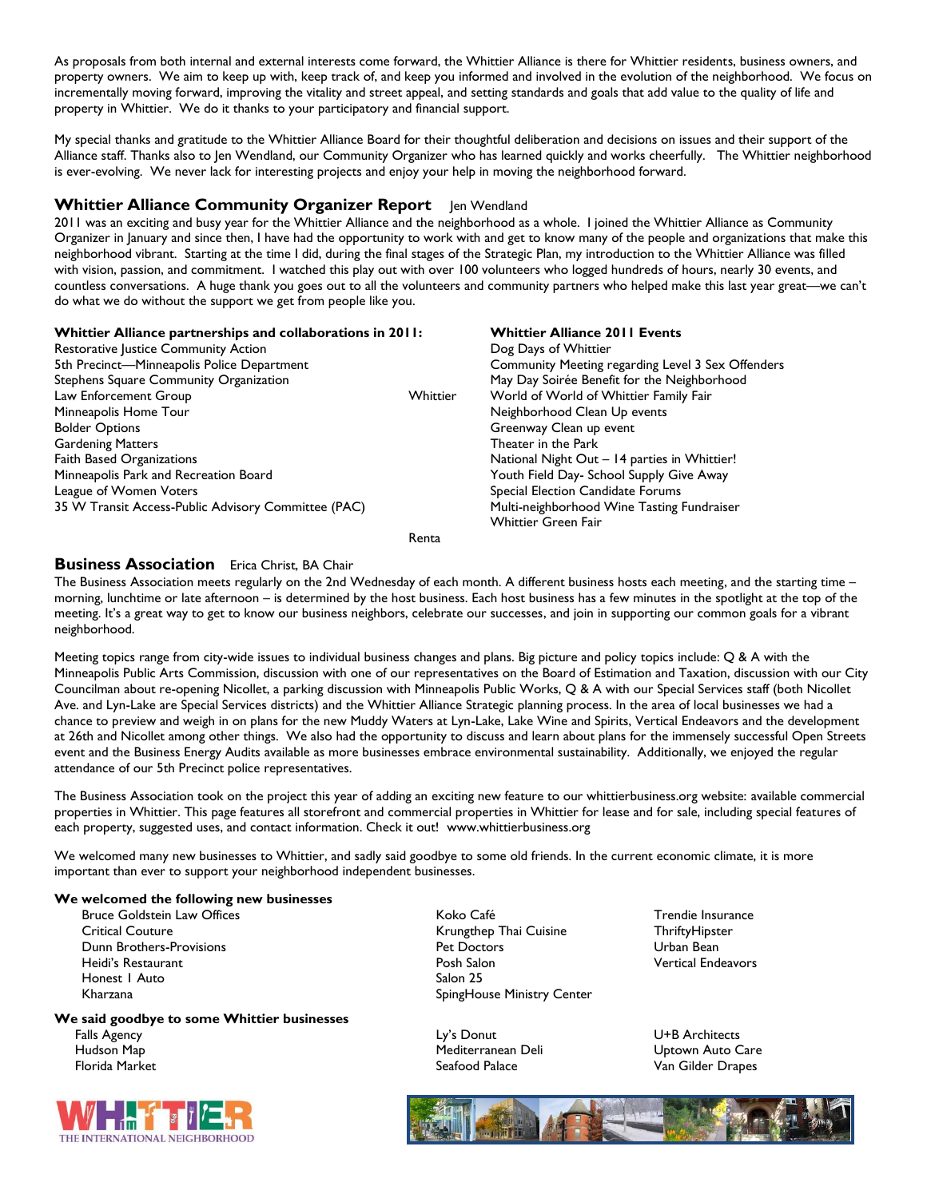As proposals from both internal and external interests come forward, the Whittier Alliance is there for Whittier residents, business owners, and property owners. We aim to keep up with, keep track of, and keep you informed and involved in the evolution of the neighborhood. We focus on incrementally moving forward, improving the vitality and street appeal, and setting standards and goals that add value to the quality of life and property in Whittier. We do it thanks to your participatory and financial support.

My special thanks and gratitude to the Whittier Alliance Board for their thoughtful deliberation and decisions on issues and their support of the Alliance staff. Thanks also to Jen Wendland, our Community Organizer who has learned quickly and works cheerfully. The Whittier neighborhood is ever-evolving. We never lack for interesting projects and enjoy your help in moving the neighborhood forward.

## Whittier Alliance Community Organizer Report

Jen Wendland

2011 was an exciting and busy year for the Whittier Alliance and the neighborhood as a whole. I joined the Whittier Alliance as Community Organizer in January and since then, I have had the opportunity to work with and get to know many of the people and organizations that make this neighborhood vibrant. Starting at the time I did, during the final stages of the Strategic Plan, my introduction to the Whittier Alliance was filled with vision, passion, and commitment. I watched this play out with over 100 volunteers who logged hundreds of hours, nearly 30 events, and countless conversations. A huge thank you goes out to all the volunteers and community partners who helped make this last year great—we can't do what we do without the support we get from people like you.

**Whittier Alliance partnerships and collaborations in 2011:**

Restorative Justice Community Action
5th Precinct—Minneapolis Police Department
Stephens Square Community Organization
Whittier Law Enforcement Group
Minneapolis Home Tour
Bolder Options
Gardening Matters
Faith Based Organizations
Minneapolis Park and Recreation Board
League of Women Voters
35 W Transit Access-Public Advisory Committee (PAC)
Renta

**Whittier Alliance 2011 Events**

Dog Days of Whittier
Community Meeting regarding Level 3 Sex Offenders
May Day Soirée Benefit for the Neighborhood
World of World of Whittier Family Fair
Neighborhood Clean Up events
Greenway Clean up event
Theater in the Park
National Night Out – 14 parties in Whittier!
Youth Field Day- School Supply Give Away
Special Election Candidate Forums
Multi-neighborhood Wine Tasting Fundraiser
Whittier Green Fair

## Business Association

Erica Christ, BA Chair

The Business Association meets regularly on the 2nd Wednesday of each month. A different business hosts each meeting, and the starting time – morning, lunchtime or late afternoon – is determined by the host business. Each host business has a few minutes in the spotlight at the top of the meeting. It's a great way to get to know our business neighbors, celebrate our successes, and join in supporting our common goals for a vibrant neighborhood.

Meeting topics range from city-wide issues to individual business changes and plans. Big picture and policy topics include: Q & A with the Minneapolis Public Arts Commission, discussion with one of our representatives on the Board of Estimation and Taxation, discussion with our City Councilman about re-opening Nicollet, a parking discussion with Minneapolis Public Works, Q & A with our Special Services staff (both Nicollet Ave. and Lyn-Lake are Special Services districts) and the Whittier Alliance Strategic planning process. In the area of local businesses we had a chance to preview and weigh in on plans for the new Muddy Waters at Lyn-Lake, Lake Wine and Spirits, Vertical Endeavors and the development at 26th and Nicollet among other things. We also had the opportunity to discuss and learn about plans for the immensely successful Open Streets event and the Business Energy Audits available as more businesses embrace environmental sustainability. Additionally, we enjoyed the regular attendance of our 5th Precinct police representatives.

The Business Association took on the project this year of adding an exciting new feature to our whittierbusiness.org website: available commercial properties in Whittier. This page features all storefront and commercial properties in Whittier for lease and for sale, including special features of each property, suggested uses, and contact information. Check it out! www.whittierbusiness.org

We welcomed many new businesses to Whittier, and sadly said goodbye to some old friends. In the current economic climate, it is more important than ever to support your neighborhood independent businesses.

**We welcomed the following new businesses**

Bruce Goldstein Law Offices
Critical Couture
Dunn Brothers-Provisions
Heidi's Restaurant
Honest 1 Auto
Kharzana
Koko Café
Krungthep Thai Cuisine
Pet Doctors
Posh Salon
Salon 25
SpingHouse Ministry Center
Trendie Insurance
ThriftyHipster
Urban Bean
Vertical Endeavors

**We said goodbye to some Whittier businesses**

Falls Agency
Hudson Map
Florida Market
Ly's Donut
Mediterranean Deli
Seafood Palace
U+B Architects
Uptown Auto Care
Van Gilder Drapes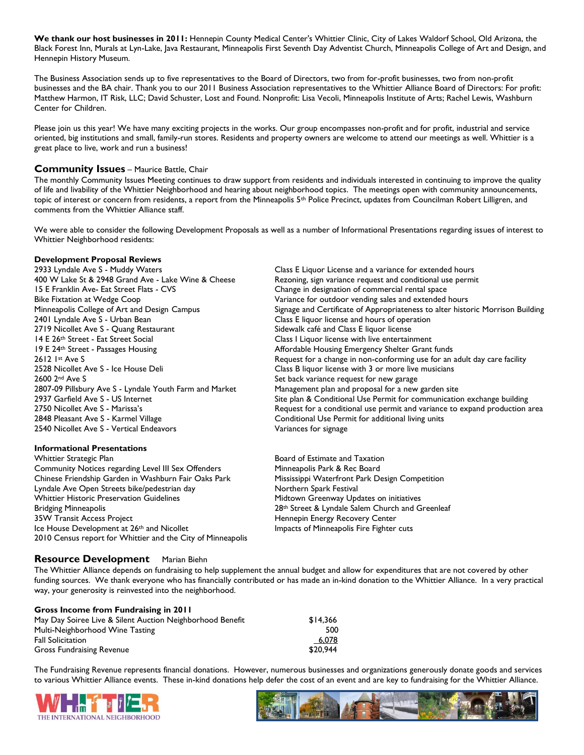**We thank our host businesses in 2011:** Hennepin County Medical Center's Whittier Clinic, City of Lakes Waldorf School, Old Arizona, the Black Forest Inn, Murals at Lyn-Lake, Java Restaurant, Minneapolis First Seventh Day Adventist Church, Minneapolis College of Art and Design, and Hennepin History Museum.

The Business Association sends up to five representatives to the Board of Directors, two from for-profit businesses, two from non-profit businesses and the BA chair. Thank you to our 2011 Business Association representatives to the Whittier Alliance Board of Directors: For profit: Matthew Harmon, IT Risk, LLC; David Schuster, Lost and Found. Nonprofit: Lisa Vecoli, Minneapolis Institute of Arts; Rachel Lewis, Washburn Center for Children.

Please join us this year! We have many exciting projects in the works. Our group encompasses non-profit and for profit, industrial and service oriented, big institutions and small, family-run stores. Residents and property owners are welcome to attend our meetings as well. Whittier is a great place to live, work and run a business!

## Community Issues – Maurice Battle, Chair

The monthly Community Issues Meeting continues to draw support from residents and individuals interested in continuing to improve the quality of life and livability of the Whittier Neighborhood and hearing about neighborhood topics. The meetings open with community announcements, topic of interest or concern from residents, a report from the Minneapolis 5th Police Precinct, updates from Councilman Robert Lilligren, and comments from the Whittier Alliance staff.

We were able to consider the following Development Proposals as well as a number of Informational Presentations regarding issues of interest to Whittier Neighborhood residents:

**Development Proposal Reviews**

| | |
|---|---|
| 2933 Lyndale Ave S - Muddy Waters | Class E Liquor License and a variance for extended hours |
| 400 W Lake St & 2948 Grand Ave - Lake Wine & Cheese | Rezoning, sign variance request and conditional use permit |
| 15 E Franklin Ave- Eat Street Flats - CVS | Change in designation of commercial rental space |
| Bike Fixtation at Wedge Coop | Variance for outdoor vending sales and extended hours |
| Minneapolis College of Art and Design Campus | Signage and Certificate of Appropriateness to alter historic Morrison Building |
| 2401 Lyndale Ave S - Urban Bean | Class E liquor license and hours of operation |
| 2719 Nicollet Ave S - Quang Restaurant | Sidewalk café and Class E liquor license |
| 14 E 26th Street - Eat Street Social | Class I Liquor license with live entertainment |
| 19 E 24th Street - Passages Housing | Affordable Housing Emergency Shelter Grant funds |
| 2612 1st Ave S | Request for a change in non-conforming use for an adult day care facility |
| 2528 Nicollet Ave S - Ice House Deli | Class B liquor license with 3 or more live musicians |
| 2600 2nd Ave S | Set back variance request for new garage |
| 2807-09 Pillsbury Ave S - Lyndale Youth Farm and Market | Management plan and proposal for a new garden site |
| 2937 Garfield Ave S - US Internet | Site plan & Conditional Use Permit for communication exchange building |
| 2750 Nicollet Ave S - Marissa's | Request for a conditional use permit and variance to expand production area |
| 2848 Pleasant Ave S - Karmel Village | Conditional Use Permit for additional living units |
| 2540 Nicollet Ave S - Vertical Endeavors | Variances for signage |

**Informational Presentations**

- Whittier Strategic Plan
- Community Notices regarding Level III Sex Offenders
- Chinese Friendship Garden in Washburn Fair Oaks Park
- Lyndale Ave Open Streets bike/pedestrian day
- Whittier Historic Preservation Guidelines
- Bridging Minneapolis
- 35W Transit Access Project
- Ice House Development at 26th and Nicollet
- 2010 Census report for Whittier and the City of Minneapolis
- Board of Estimate and Taxation
- Minneapolis Park & Rec Board
- Mississippi Waterfront Park Design Competition
- Northern Spark Festival
- Midtown Greenway Updates on initiatives
- 28th Street & Lyndale Salem Church and Greenleaf
- Hennepin Energy Recovery Center
- Impacts of Minneapolis Fire Fighter cuts

## Resource Development Marian Biehn

The Whittier Alliance depends on fundraising to help supplement the annual budget and allow for expenditures that are not covered by other funding sources. We thank everyone who has financially contributed or has made an in-kind donation to the Whittier Alliance. In a very practical way, your generosity is reinvested into the neighborhood.

**Gross Income from Fundraising in 2011**

| | |
|---|---|
| May Day Soiree Live & Silent Auction Neighborhood Benefit | $14,366 |
| Multi-Neighborhood Wine Tasting | 500 |
| Fall Solicitation | 6,078 |
| Gross Fundraising Revenue | $20,944 |

The Fundraising Revenue represents financial donations. However, numerous businesses and organizations generously donate goods and services to various Whittier Alliance events. These in-kind donations help defer the cost of an event and are key to fundraising for the Whittier Alliance.

WHITTIER THE INTERNATIONAL NEIGHBORHOOD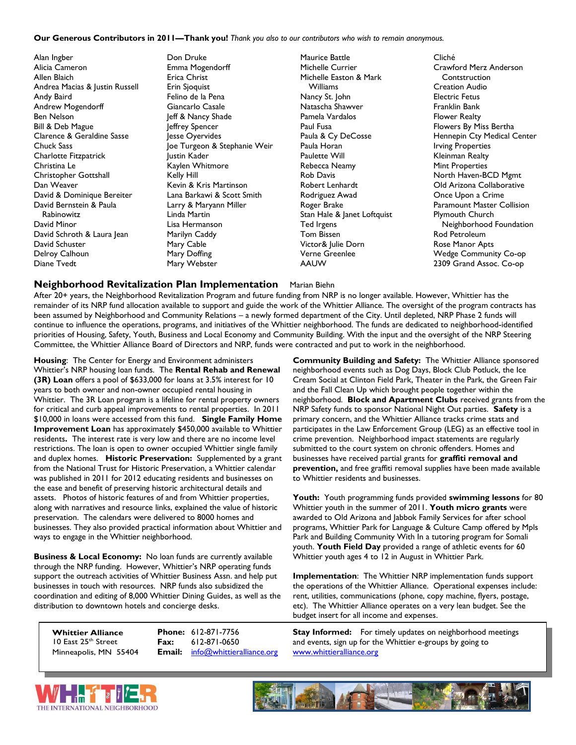**Our Generous Contributors in 2011—Thank you!** *Thank you also to our contributors who wish to remain anonymous.*

Alan Ingber
Alicia Cameron
Allen Blaich
Andrea Macias & Justin Russell
Andy Baird
Andrew Mogendorff
Ben Nelson
Bill & Deb Mague
Clarence & Geraldine Sasse
Chuck Sass
Charlotte Fitzpatrick
Christina Le
Christopher Gottshall
Dan Weaver
David & Dominique Bereiter
David Bernstein & Paula Rabinowitz
David Minor
David Schroth & Laura Jean
David Schuster
Delroy Calhoun
Diane Tvedt
Don Druke
Emma Mogendorff
Erica Christ
Erin Sjoquist
Felino de la Pena
Giancarlo Casale
Jeff & Nancy Shade
Jeffrey Spencer
Jesse Oyervides
Joe Turgeon & Stephanie Weir
Justin Kader
Kaylen Whitmore
Kelly Hill
Kevin & Kris Martinson
Lana Barkawi & Scott Smith
Larry & Maryann Miller
Linda Martin
Lisa Hermanson
Marilyn Caddy
Mary Cable
Mary Doffing
Mary Webster
Maurice Battle
Michelle Currier
Michelle Easton & Mark Williams
Nancy St. John
Natascha Shawver
Pamela Vardalos
Paul Fusa
Paula & Cy DeCosse
Paula Horan
Paulette Will
Rebecca Neamy
Rob Davis
Robert Lenhardt
Rodriguez Awad
Roger Brake
Stan Hale & Janet Loftquist
Ted Irgens
Tom Bissen
Victor& Julie Dorn
Verne Greenlee
AAUW
Cliché
Crawford Merz Anderson Contstruction
Creation Audio
Electric Fetus
Franklin Bank
Flower Realty
Flowers By Miss Bertha
Hennepin Cty Medical Center
Irving Properties
Kleinman Realty
Mint Properties
North Haven-BCD Mgmt
Old Arizona Collaborative
Once Upon a Crime
Paramount Master Collision
Plymouth Church Neighborhood Foundation
Rod Petroleum
Rose Manor Apts
Wedge Community Co-op
2309 Grand Assoc. Co-op

## Neighborhood Revitalization Plan Implementation

Marian Biehn

After 20+ years, the Neighborhood Revitalization Program and future funding from NRP is no longer available. However, Whittier has the remainder of its NRP fund allocation available to support and guide the work of the Whittier Alliance. The oversight of the program contracts has been assumed by Neighborhood and Community Relations – a newly formed department of the City. Until depleted, NRP Phase 2 funds will continue to influence the operations, programs, and initiatives of the Whittier neighborhood. The funds are dedicated to neighborhood-identified priorities of Housing, Safety, Youth, Business and Local Economy and Community Building. With the input and the oversight of the NRP Steering Committee, the Whittier Alliance Board of Directors and NRP, funds were contracted and put to work in the neighborhood.

**Housing**: The Center for Energy and Environment administers Whittier's NRP housing loan funds. The **Rental Rehab and Renewal (3R) Loan** offers a pool of $633,000 for loans at 3.5% interest for 10 years to both owner and non-owner occupied rental housing in Whittier. The 3R Loan program is a lifeline for rental property owners for critical and curb appeal improvements to rental properties. In 2011 $10,000 in loans were accessed from this fund. **Single Family Home Improvement Loan** has approximately $450,000 available to Whittier residents**.** The interest rate is very low and there are no income level restrictions. The loan is open to owner occupied Whittier single family and duplex homes. **Historic Preservation:** Supplemented by a grant from the National Trust for Historic Preservation, a Whittier calendar was published in 2011 for 2012 educating residents and businesses on the ease and benefit of preserving historic architectural details and assets. Photos of historic features of and from Whittier properties, along with narratives and resource links, explained the value of historic preservation. The calendars were delivered to 8000 homes and businesses. They also provided practical information about Whittier and ways to engage in the Whittier neighborhood.

**Business & Local Economy:** No loan funds are currently available through the NRP funding. However, Whittier's NRP operating funds support the outreach activities of Whittier Business Assn. and help put businesses in touch with resources. NRP funds also subsidized the coordination and editing of 8,000 Whittier Dining Guides, as well as the distribution to downtown hotels and concierge desks.

**Community Building and Safety:** The Whittier Alliance sponsored neighborhood events such as Dog Days, Block Club Potluck, the Ice Cream Social at Clinton Field Park, Theater in the Park, the Green Fair and the Fall Clean Up which brought people together within the neighborhood. **Block and Apartment Clubs** received grants from the NRP Safety funds to sponsor National Night Out parties. **Safety** is a primary concern, and the Whittier Alliance tracks crime stats and participates in the Law Enforcement Group (LEG) as an effective tool in crime prevention. Neighborhood impact statements are regularly submitted to the court system on chronic offenders. Homes and businesses have received partial grants for **graffiti removal and prevention,** and free graffiti removal supplies have been made available to Whittier residents and businesses.

**Youth:** Youth programming funds provided **swimming lessons** for 80 Whittier youth in the summer of 2011. **Youth micro grants** were awarded to Old Arizona and Jabbok Family Services for after school programs, Whittier Park for Language & Culture Camp offered by Mpls Park and Building Community With In a tutoring program for Somali youth. **Youth Field Day** provided a range of athletic events for 60 Whittier youth ages 4 to 12 in August in Whittier Park.

**Implementation**: The Whittier NRP implementation funds support the operations of the Whittier Alliance. Operational expenses include: rent, utilities, communications (phone, copy machine, flyers, postage, etc). The Whittier Alliance operates on a very lean budget. See the budget insert for all income and expenses.

**Whittier Alliance**
10 East 25th Street
Minneapolis, MN 55404

**Phone:** 612-871-7756
**Fax:** 612-871-0650
**Email:** info@whittieralliance.org

**Stay Informed:** For timely updates on neighborhood meetings and events, sign up for the Whittier e-groups by going to www.whittieralliance.org

WHITTIER THE INTERNATIONAL NEIGHBORHOOD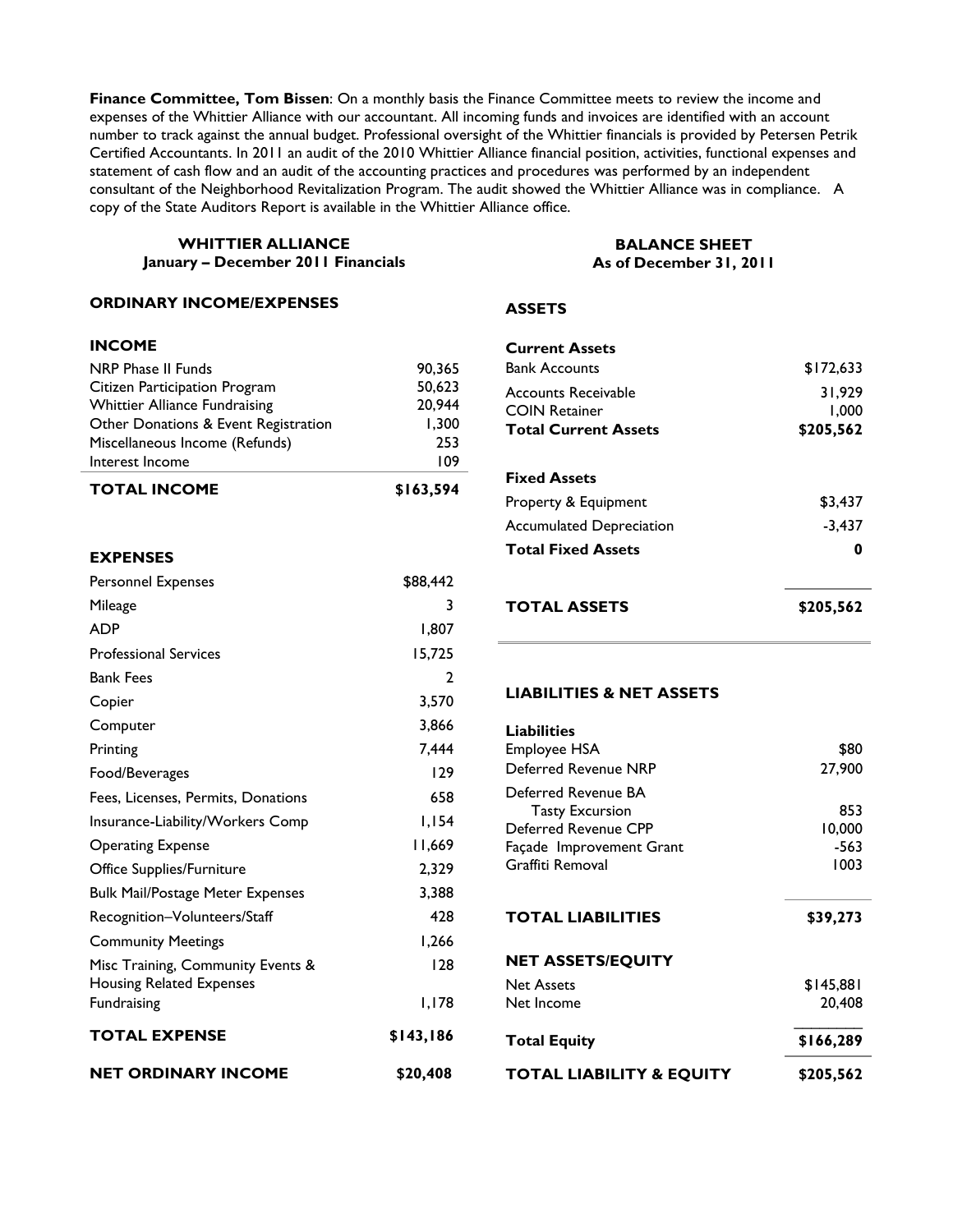**Finance Committee, Tom Bissen**: On a monthly basis the Finance Committee meets to review the income and expenses of the Whittier Alliance with our accountant. All incoming funds and invoices are identified with an account number to track against the annual budget. Professional oversight of the Whittier financials is provided by Petersen Petrik Certified Accountants. In 2011 an audit of the 2010 Whittier Alliance financial position, activities, functional expenses and statement of cash flow and an audit of the accounting practices and procedures was performed by an independent consultant of the Neighborhood Revitalization Program. The audit showed the Whittier Alliance was in compliance. A copy of the State Auditors Report is available in the Whittier Alliance office.

## WHITTIER ALLIANCE
### January – December 2011 Financials

**ORDINARY INCOME/EXPENSES**

| **INCOME** | |
|---|---|
| NRP Phase II Funds | 90,365 |
| Citizen Participation Program | 50,623 |
| Whittier Alliance Fundraising | 20,944 |
| Other Donations & Event Registration | 1,300 |
| Miscellaneous Income (Refunds) | 253 |
| Interest Income | 109 |
| **TOTAL INCOME** | **$163,594** |

| **EXPENSES** | |
|---|---|
| Personnel Expenses | $88,442 |
| Mileage | 3 |
| ADP | 1,807 |
| Professional Services | 15,725 |
| Bank Fees | 2 |
| Copier | 3,570 |
| Computer | 3,866 |
| Printing | 7,444 |
| Food/Beverages | 129 |
| Fees, Licenses, Permits, Donations | 658 |
| Insurance-Liability/Workers Comp | 1,154 |
| Operating Expense | 11,669 |
| Office Supplies/Furniture | 2,329 |
| Bulk Mail/Postage Meter Expenses | 3,388 |
| Recognition–Volunteers/Staff | 428 |
| Community Meetings | 1,266 |
| Misc Training, Community Events & Housing Related Expenses | 128 |
| Fundraising | 1,178 |
| **TOTAL EXPENSE** | **$143,186** |
| **NET ORDINARY INCOME** | **$20,408** |

## BALANCE SHEET
### As of December 31, 2011

**ASSETS**

| **Current Assets** | |
|---|---|
| Bank Accounts | $172,633 |
| Accounts Receivable | 31,929 |
| COIN Retainer | 1,000 |
| **Total Current Assets** | **$205,562** |
| **Fixed Assets** | |
| Property & Equipment | $3,437 |
| Accumulated Depreciation | -3,437 |
| **Total Fixed Assets** | **0** |
| **TOTAL ASSETS** | **$205,562** |

**LIABILITIES & NET ASSETS**

| **Liabilities** | |
|---|---|
| Employee HSA | $80 |
| Deferred Revenue NRP | 27,900 |
| Deferred Revenue BA Tasty Excursion | 853 |
| Deferred Revenue CPP | 10,000 |
| Façade Improvement Grant | -563 |
| Graffiti Removal | 1003 |
| **TOTAL LIABILITIES** | **$39,273** |
| **NET ASSETS/EQUITY** | |
| Net Assets | $145,881 |
| Net Income | 20,408 |
| **Total Equity** | **$166,289** |
| **TOTAL LIABILITY & EQUITY** | **$205,562** |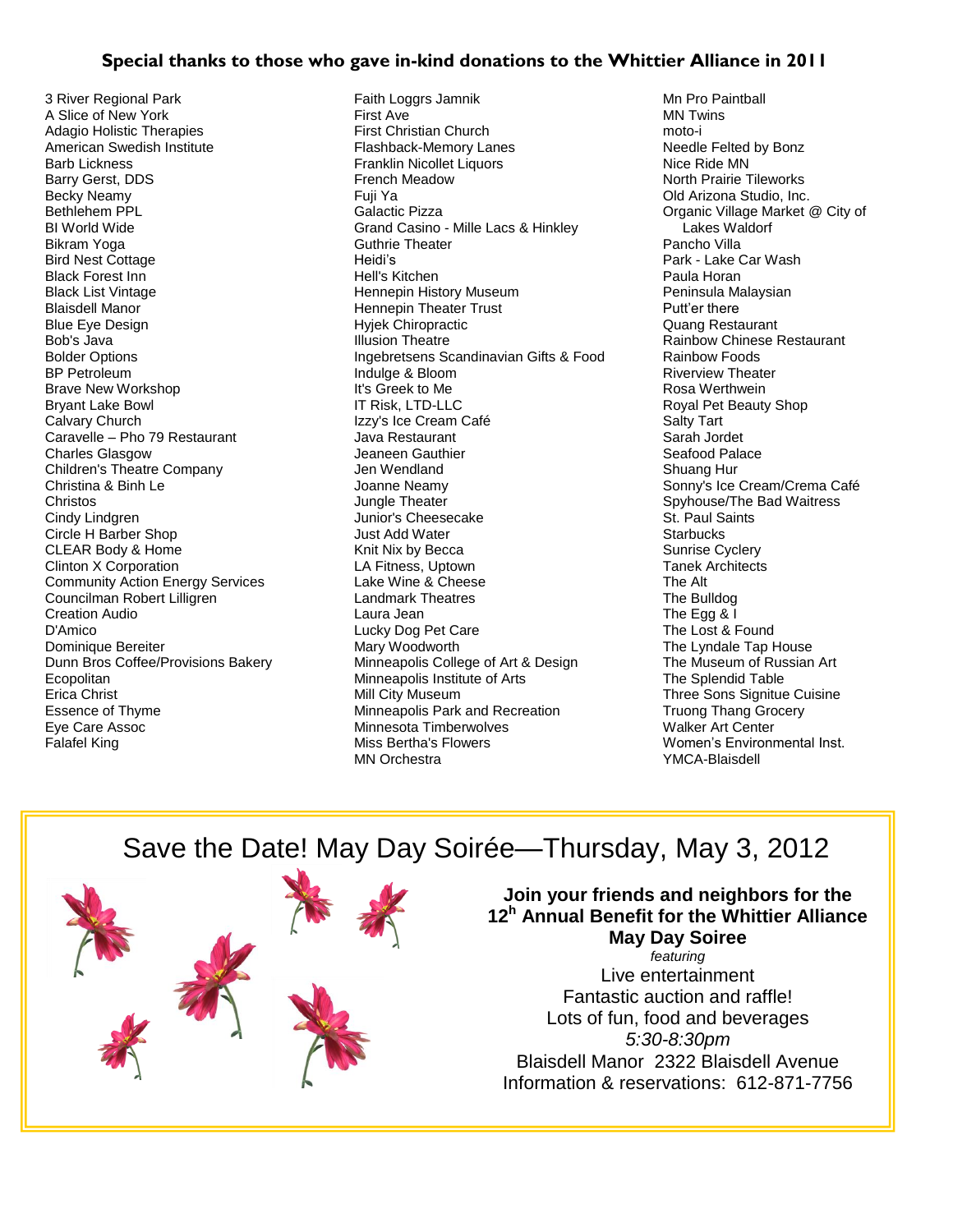## Special thanks to those who gave in-kind donations to the Whittier Alliance in 2011

3 River Regional Park
A Slice of New York
Adagio Holistic Therapies
American Swedish Institute
Barb Lickness
Barry Gerst, DDS
Becky Neamy
Bethlehem PPL
BI World Wide
Bikram Yoga
Bird Nest Cottage
Black Forest Inn
Black List Vintage
Blaisdell Manor
Blue Eye Design
Bob's Java
Bolder Options
BP Petroleum
Brave New Workshop
Bryant Lake Bowl
Calvary Church
Caravelle – Pho 79 Restaurant
Charles Glasgow
Children's Theatre Company
Christina & Binh Le
Christos
Cindy Lindgren
Circle H Barber Shop
CLEAR Body & Home
Clinton X Corporation
Community Action Energy Services
Councilman Robert Lilligren
Creation Audio
D'Amico
Dominique Bereiter
Dunn Bros Coffee/Provisions Bakery
Ecopolitan
Erica Christ
Essence of Thyme
Eye Care Assoc
Falafel King
Faith Loggrs Jamnik
First Ave
First Christian Church
Flashback-Memory Lanes
Franklin Nicollet Liquors
French Meadow
Fuji Ya
Galactic Pizza
Grand Casino - Mille Lacs & Hinkley
Guthrie Theater
Heidi's
Hell's Kitchen
Hennepin History Museum
Hennepin Theater Trust
Hyjek Chiropractic
Illusion Theatre
Ingebretsens Scandinavian Gifts & Food
Indulge & Bloom
It's Greek to Me
IT Risk, LTD-LLC
Izzy's Ice Cream Café
Java Restaurant
Jeaneen Gauthier
Jen Wendland
Joanne Neamy
Jungle Theater
Junior's Cheesecake
Just Add Water
Knit Nix by Becca
LA Fitness, Uptown
Lake Wine & Cheese
Landmark Theatres
Laura Jean
Lucky Dog Pet Care
Mary Woodworth
Minneapolis College of Art & Design
Minneapolis Institute of Arts
Mill City Museum
Minneapolis Park and Recreation
Minnesota Timberwolves
Miss Bertha's Flowers
MN Orchestra
Mn Pro Paintball
MN Twins
moto-i
Needle Felted by Bonz
Nice Ride MN
North Prairie Tileworks
Old Arizona Studio, Inc.
Organic Village Market @ City of Lakes Waldorf
Pancho Villa
Park - Lake Car Wash
Paula Horan
Peninsula Malaysian
Putt'er there
Quang Restaurant
Rainbow Chinese Restaurant
Rainbow Foods
Riverview Theater
Rosa Werthwein
Royal Pet Beauty Shop
Salty Tart
Sarah Jordet
Seafood Palace
Shuang Hur
Sonny's Ice Cream/Crema Café
Spyhouse/The Bad Waitress
St. Paul Saints
Starbucks
Sunrise Cyclery
Tanek Architects
The Alt
The Bulldog
The Egg & I
The Lost & Found
The Lyndale Tap House
The Museum of Russian Art
The Splendid Table
Three Sons Signitue Cuisine
Truong Thang Grocery
Walker Art Center
Women's Environmental Inst.
YMCA-Blaisdell

# Save the Date! May Day Soirée—Thursday, May 3, 2012

**Join your friends and neighbors for the 12h Annual Benefit for the Whittier Alliance**
**May Day Soiree**
*featuring*
Live entertainment
Fantastic auction and raffle!
Lots of fun, food and beverages
*5:30-8:30pm*
Blaisdell Manor 2322 Blaisdell Avenue
Information & reservations: 612-871-7756